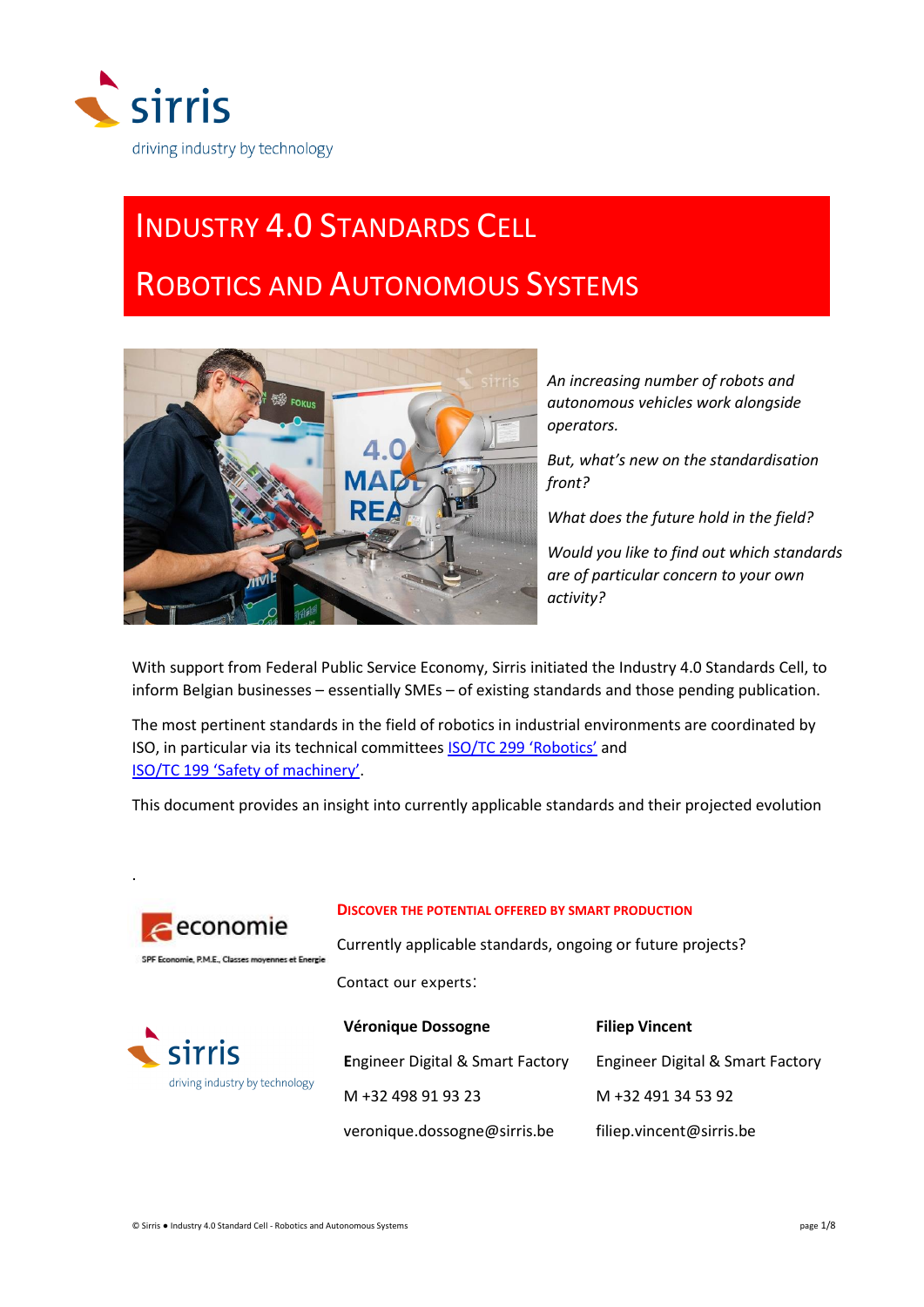sirris

driving industry by technology

# Industry 4.0 Standards Cell

# Robotics and Autonomous Systems

*An increasing number of robots and autonomous vehicles work alongside operators.*

*But, what's new on the standardisation front?*

*What does the future hold in the field?*

*Would you like to find out which standards are of particular concern to your own activity?*

With support from Federal Public Service Economy, Sirris initiated the Industry 4.0 Standards Cell, to inform Belgian businesses – essentially SMEs – of existing standards and those pending publication.

The most pertinent standards in the field of robotics in industrial environments are coordinated by ISO, in particular via its technical committees ISO/TC 299 'Robotics' and ISO/TC 199 'Safety of machinery'.

This document provides an insight into currently applicable standards and their projected evolution

.

economie

SPF Economie, P.M.E., Classes moyennes et Energie

**Discover the potential offered by smart production**

Currently applicable standards, ongoing or future projects?

Contact our experts:

sirris

driving industry by technology

| **Véronique Dossogne** | **Filiep Vincent** |
|---|---|
| Engineer Digital & Smart Factory | Engineer Digital & Smart Factory |
| M +32 498 91 93 23 | M +32 491 34 53 92 |
| veronique.dossogne@sirris.be | filiep.vincent@sirris.be |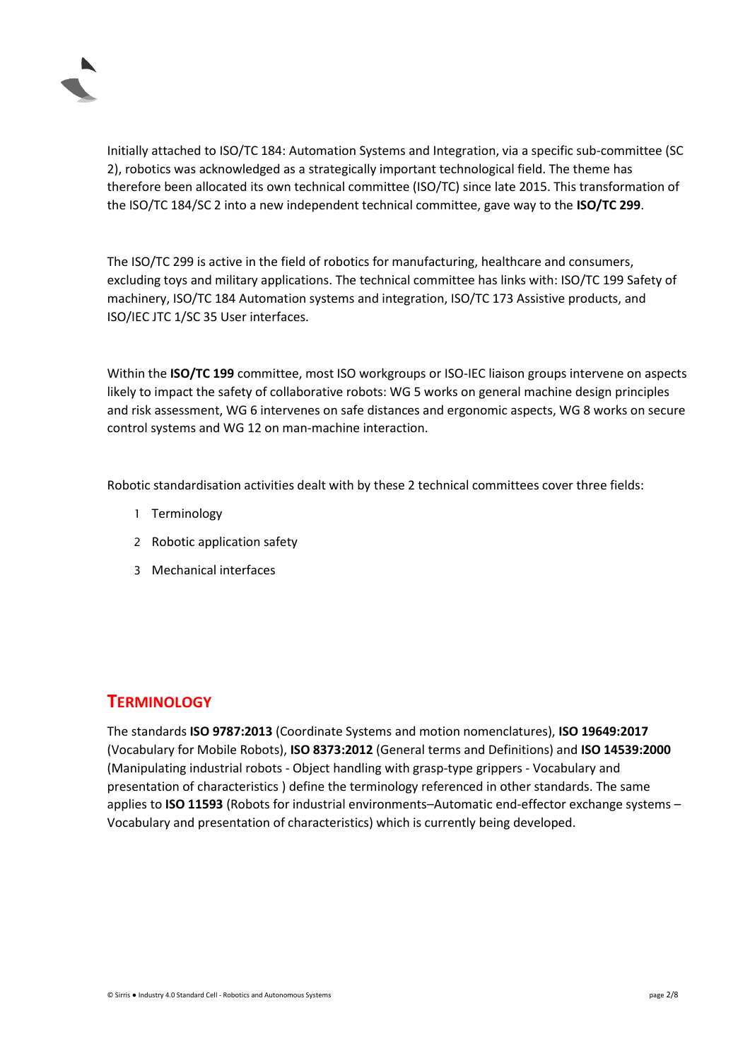Initially attached to ISO/TC 184: Automation Systems and Integration, via a specific sub-committee (SC 2), robotics was acknowledged as a strategically important technological field. The theme has therefore been allocated its own technical committee (ISO/TC) since late 2015. This transformation of the ISO/TC 184/SC 2 into a new independent technical committee, gave way to the **ISO/TC 299**.

The ISO/TC 299 is active in the field of robotics for manufacturing, healthcare and consumers, excluding toys and military applications. The technical committee has links with: ISO/TC 199 Safety of machinery, ISO/TC 184 Automation systems and integration, ISO/TC 173 Assistive products, and ISO/IEC JTC 1/SC 35 User interfaces.

Within the **ISO/TC 199** committee, most ISO workgroups or ISO-IEC liaison groups intervene on aspects likely to impact the safety of collaborative robots: WG 5 works on general machine design principles and risk assessment, WG 6 intervenes on safe distances and ergonomic aspects, WG 8 works on secure control systems and WG 12 on man-machine interaction.

Robotic standardisation activities dealt with by these 2 technical committees cover three fields:

1. Terminology
2. Robotic application safety
3. Mechanical interfaces

## TERMINOLOGY

The standards **ISO 9787:2013** (Coordinate Systems and motion nomenclatures), **ISO 19649:2017** (Vocabulary for Mobile Robots), **ISO 8373:2012** (General terms and Definitions) and **ISO 14539:2000** (Manipulating industrial robots - Object handling with grasp-type grippers - Vocabulary and presentation of characteristics ) define the terminology referenced in other standards. The same applies to **ISO 11593** (Robots for industrial environments–Automatic end-effector exchange systems – Vocabulary and presentation of characteristics) which is currently being developed.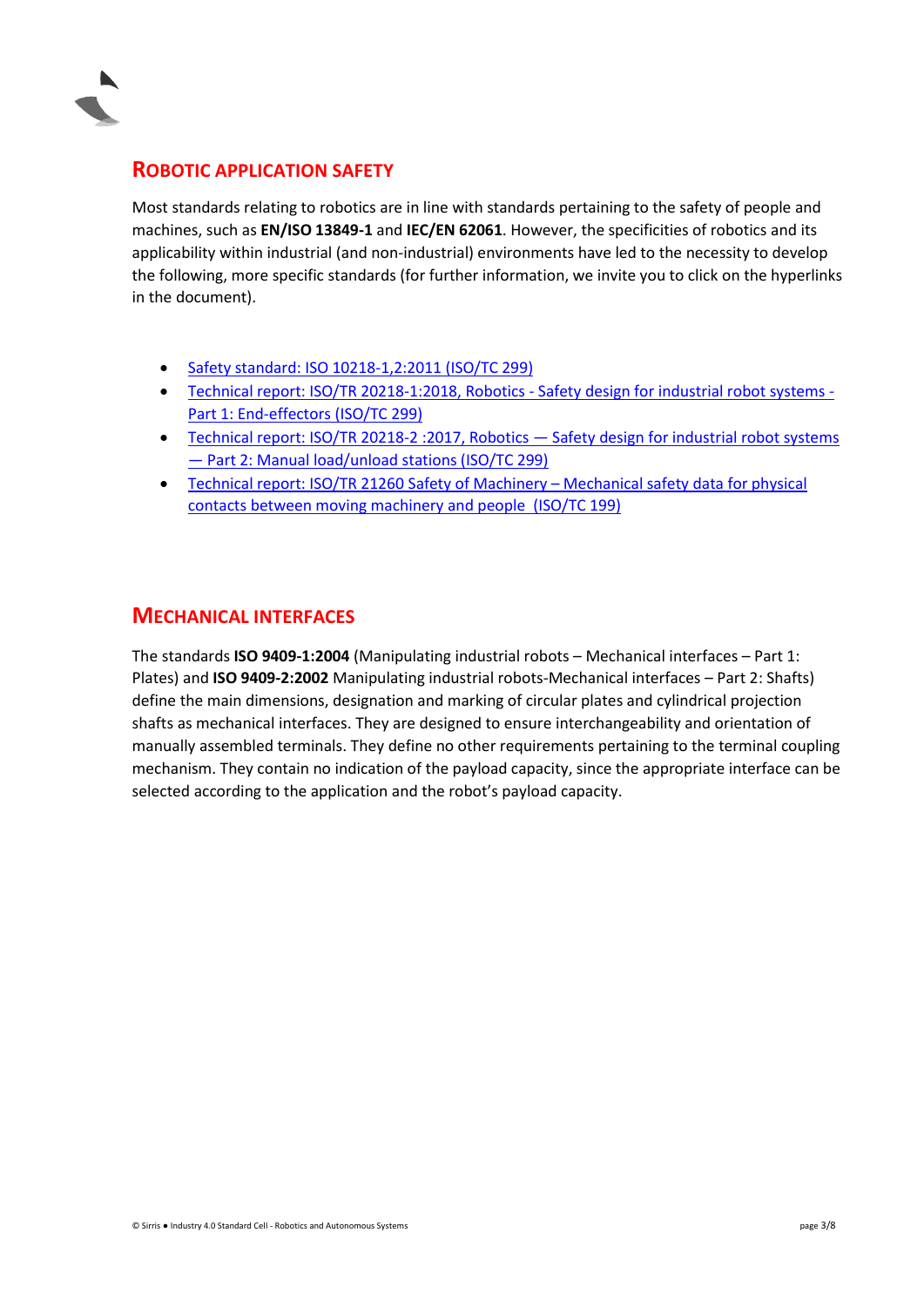## ROBOTIC APPLICATION SAFETY

Most standards relating to robotics are in line with standards pertaining to the safety of people and machines, such as **EN/ISO 13849-1** and **IEC/EN 62061**. However, the specificities of robotics and its applicability within industrial (and non-industrial) environments have led to the necessity to develop the following, more specific standards (for further information, we invite you to click on the hyperlinks in the document).

- Safety standard: ISO 10218-1,2:2011 (ISO/TC 299)
- Technical report: ISO/TR 20218-1:2018, Robotics - Safety design for industrial robot systems - Part 1: End-effectors (ISO/TC 299)
- Technical report: ISO/TR 20218-2 :2017, Robotics — Safety design for industrial robot systems — Part 2: Manual load/unload stations (ISO/TC 299)
- Technical report: ISO/TR 21260 Safety of Machinery – Mechanical safety data for physical contacts between moving machinery and people (ISO/TC 199)

## MECHANICAL INTERFACES

The standards **ISO 9409-1:2004** (Manipulating industrial robots – Mechanical interfaces – Part 1: Plates) and **ISO 9409-2:2002** Manipulating industrial robots-Mechanical interfaces – Part 2: Shafts) define the main dimensions, designation and marking of circular plates and cylindrical projection shafts as mechanical interfaces. They are designed to ensure interchangeability and orientation of manually assembled terminals. They define no other requirements pertaining to the terminal coupling mechanism. They contain no indication of the payload capacity, since the appropriate interface can be selected according to the application and the robot's payload capacity.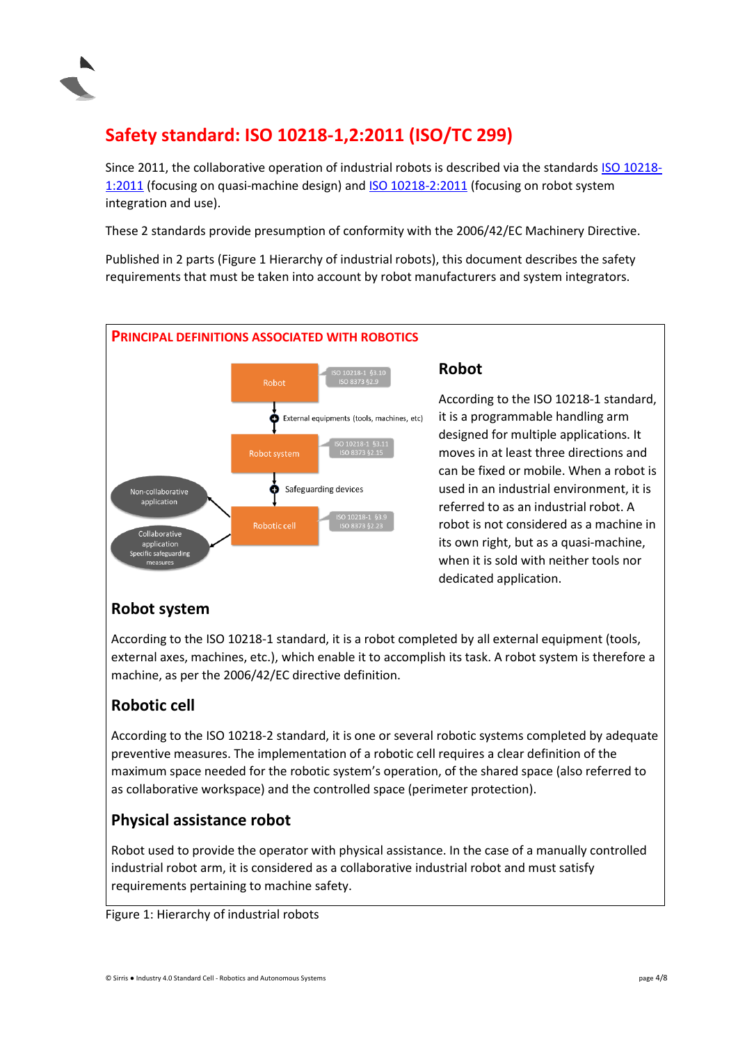## Safety standard: ISO 10218-1,2:2011 (ISO/TC 299)

Since 2011, the collaborative operation of industrial robots is described via the standards ISO 10218-1:2011 (focusing on quasi-machine design) and ISO 10218-2:2011 (focusing on robot system integration and use).

These 2 standards provide presumption of conformity with the 2006/42/EC Machinery Directive.

Published in 2 parts (Figure 1 Hierarchy of industrial robots), this document describes the safety requirements that must be taken into account by robot manufacturers and system integrators.

### PRINCIPAL DEFINITIONS ASSOCIATED WITH ROBOTICS

Robot — ISO 10218-1 §3.10, ISO 8373 §2.9

External equipments (tools, machines, etc)

Robot system — ISO 10218-1 §3.11, ISO 8373 §2.15

Safeguarding devices

Robotic cell — ISO 10218-1 §3.9, ISO 8373 §2.23

Non-collaborative application

Collaborative application, Specific safeguarding measures

### Robot

According to the ISO 10218-1 standard, it is a programmable handling arm designed for multiple applications. It moves in at least three directions and can be fixed or mobile. When a robot is used in an industrial environment, it is referred to as an industrial robot. A robot is not considered as a machine in its own right, but as a quasi-machine, when it is sold with neither tools nor dedicated application.

### Robot system

According to the ISO 10218-1 standard, it is a robot completed by all external equipment (tools, external axes, machines, etc.), which enable it to accomplish its task. A robot system is therefore a machine, as per the 2006/42/EC directive definition.

### Robotic cell

According to the ISO 10218-2 standard, it is one or several robotic systems completed by adequate preventive measures. The implementation of a robotic cell requires a clear definition of the maximum space needed for the robotic system's operation, of the shared space (also referred to as collaborative workspace) and the controlled space (perimeter protection).

### Physical assistance robot

Robot used to provide the operator with physical assistance. In the case of a manually controlled industrial robot arm, it is considered as a collaborative industrial robot and must satisfy requirements pertaining to machine safety.

Figure 1: Hierarchy of industrial robots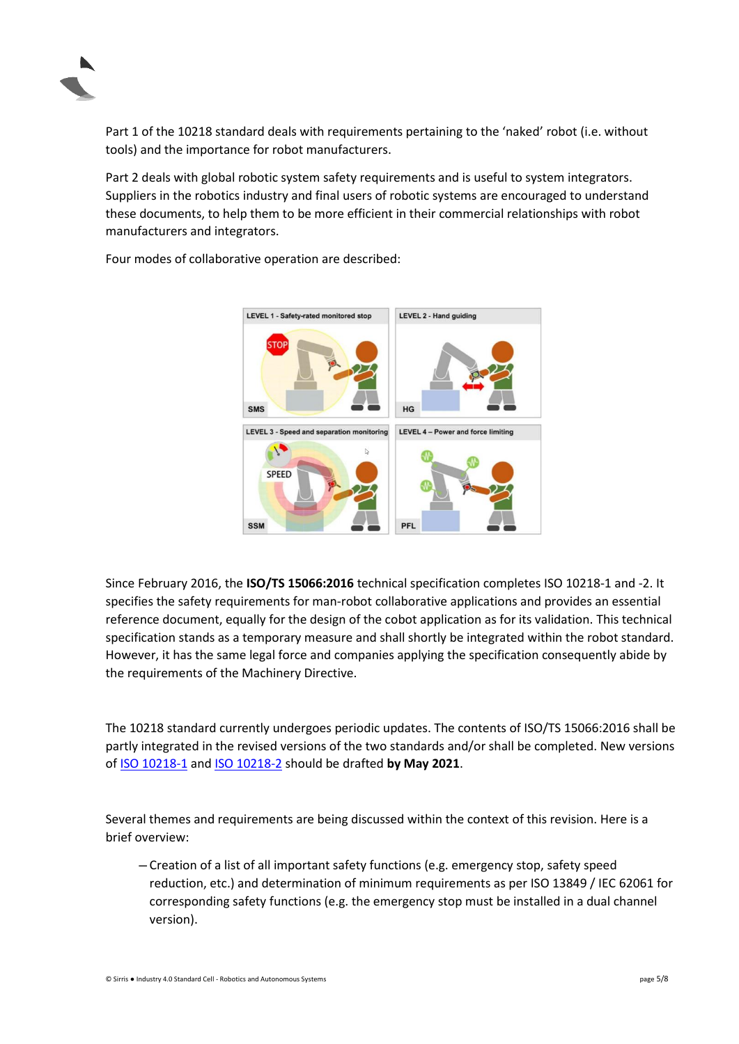Part 1 of the 10218 standard deals with requirements pertaining to the 'naked' robot (i.e. without tools) and the importance for robot manufacturers.

Part 2 deals with global robotic system safety requirements and is useful to system integrators. Suppliers in the robotics industry and final users of robotic systems are encouraged to understand these documents, to help them to be more efficient in their commercial relationships with robot manufacturers and integrators.

Four modes of collaborative operation are described:

Since February 2016, the **ISO/TS 15066:2016** technical specification completes ISO 10218-1 and -2. It specifies the safety requirements for man-robot collaborative applications and provides an essential reference document, equally for the design of the cobot application as for its validation. This technical specification stands as a temporary measure and shall shortly be integrated within the robot standard. However, it has the same legal force and companies applying the specification consequently abide by the requirements of the Machinery Directive.

The 10218 standard currently undergoes periodic updates. The contents of ISO/TS 15066:2016 shall be partly integrated in the revised versions of the two standards and/or shall be completed. New versions of ISO 10218-1 and ISO 10218-2 should be drafted **by May 2021**.

Several themes and requirements are being discussed within the context of this revision. Here is a brief overview:

- Creation of a list of all important safety functions (e.g. emergency stop, safety speed reduction, etc.) and determination of minimum requirements as per ISO 13849 / IEC 62061 for corresponding safety functions (e.g. the emergency stop must be installed in a dual channel version).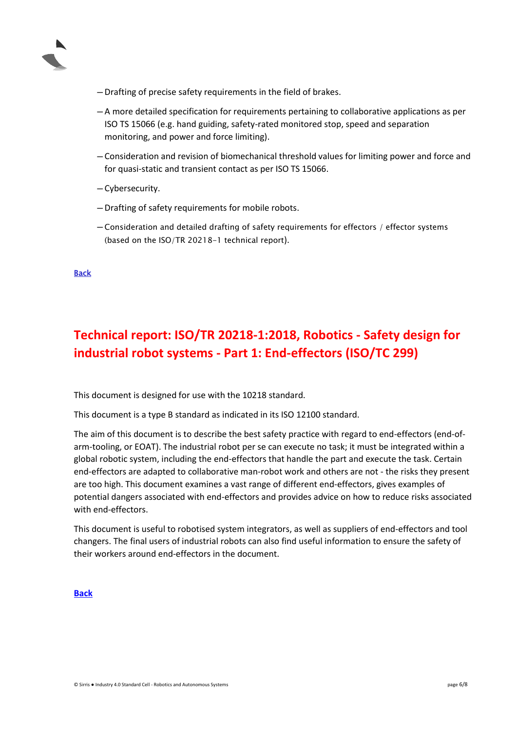- Drafting of precise safety requirements in the field of brakes.
- A more detailed specification for requirements pertaining to collaborative applications as per ISO TS 15066 (e.g. hand guiding, safety-rated monitored stop, speed and separation monitoring, and power and force limiting).
- Consideration and revision of biomechanical threshold values for limiting power and force and for quasi-static and transient contact as per ISO TS 15066.
- Cybersecurity.
- Drafting of safety requirements for mobile robots.
- Consideration and detailed drafting of safety requirements for effectors / effector systems (based on the ISO/TR 20218-1 technical report).

**Back**

## Technical report: ISO/TR 20218-1:2018, Robotics - Safety design for industrial robot systems - Part 1: End-effectors (ISO/TC 299)

This document is designed for use with the 10218 standard.

This document is a type B standard as indicated in its ISO 12100 standard.

The aim of this document is to describe the best safety practice with regard to end-effectors (end-of-arm-tooling, or EOAT). The industrial robot per se can execute no task; it must be integrated within a global robotic system, including the end-effectors that handle the part and execute the task. Certain end-effectors are adapted to collaborative man-robot work and others are not - the risks they present are too high. This document examines a vast range of different end-effectors, gives examples of potential dangers associated with end-effectors and provides advice on how to reduce risks associated with end-effectors.

This document is useful to robotised system integrators, as well as suppliers of end-effectors and tool changers. The final users of industrial robots can also find useful information to ensure the safety of their workers around end-effectors in the document.

**Back**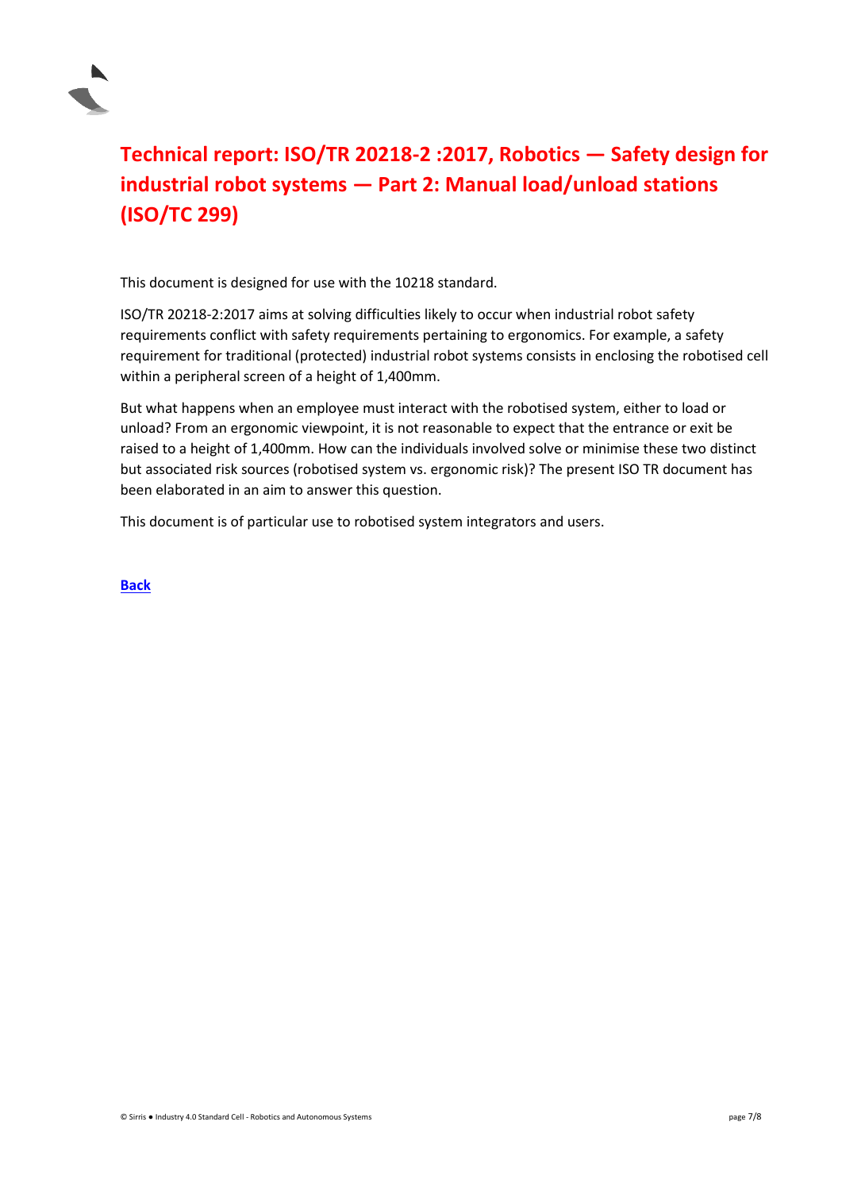# Technical report: ISO/TR 20218-2 :2017, Robotics — Safety design for industrial robot systems — Part 2: Manual load/unload stations (ISO/TC 299)

This document is designed for use with the 10218 standard.

ISO/TR 20218-2:2017 aims at solving difficulties likely to occur when industrial robot safety requirements conflict with safety requirements pertaining to ergonomics. For example, a safety requirement for traditional (protected) industrial robot systems consists in enclosing the robotised cell within a peripheral screen of a height of 1,400mm.

But what happens when an employee must interact with the robotised system, either to load or unload? From an ergonomic viewpoint, it is not reasonable to expect that the entrance or exit be raised to a height of 1,400mm. How can the individuals involved solve or minimise these two distinct but associated risk sources (robotised system vs. ergonomic risk)? The present ISO TR document has been elaborated in an aim to answer this question.

This document is of particular use to robotised system integrators and users.

**Back**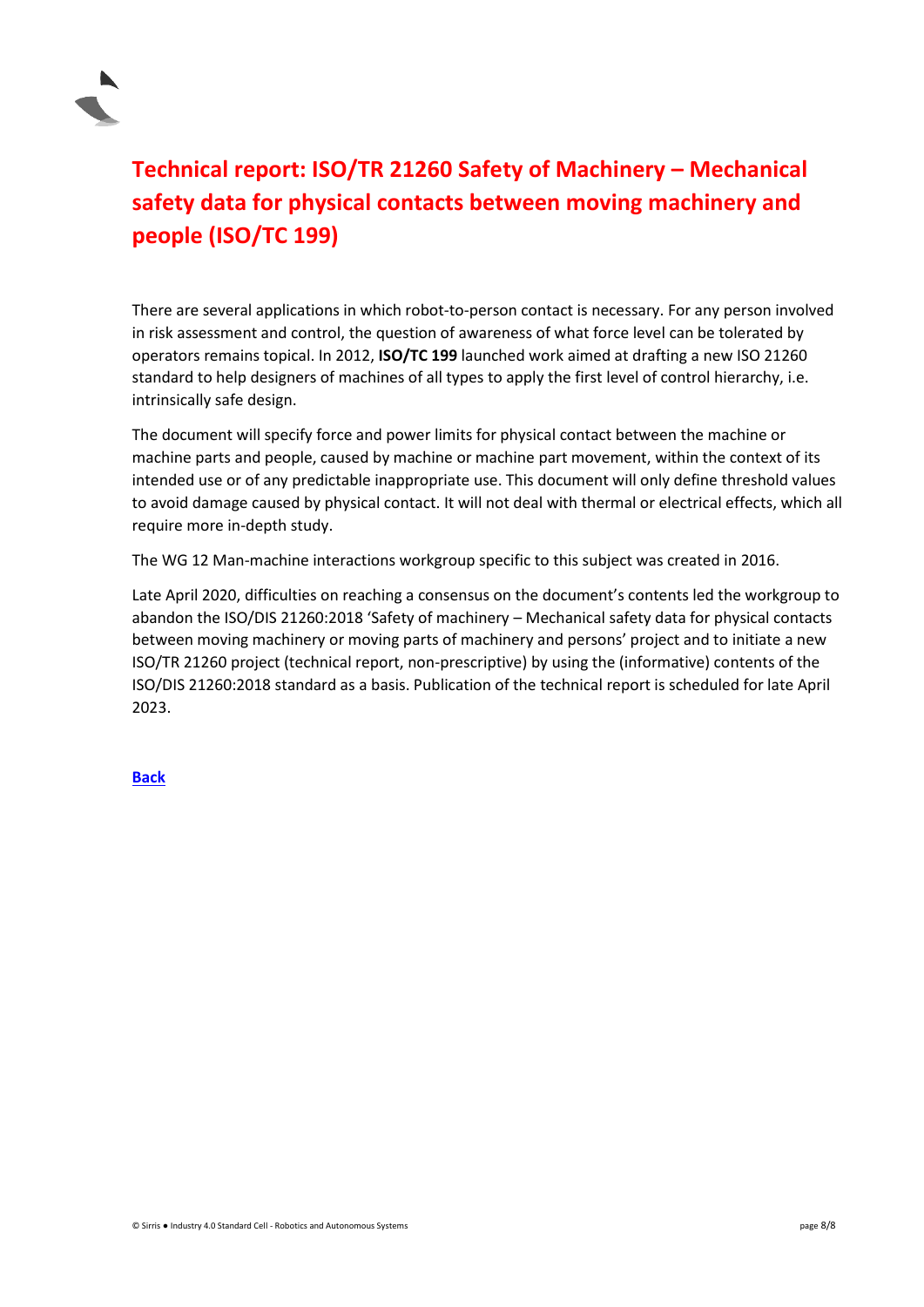# Technical report: ISO/TR 21260 Safety of Machinery – Mechanical safety data for physical contacts between moving machinery and people (ISO/TC 199)

There are several applications in which robot-to-person contact is necessary. For any person involved in risk assessment and control, the question of awareness of what force level can be tolerated by operators remains topical. In 2012, **ISO/TC 199** launched work aimed at drafting a new ISO 21260 standard to help designers of machines of all types to apply the first level of control hierarchy, i.e. intrinsically safe design.

The document will specify force and power limits for physical contact between the machine or machine parts and people, caused by machine or machine part movement, within the context of its intended use or of any predictable inappropriate use. This document will only define threshold values to avoid damage caused by physical contact. It will not deal with thermal or electrical effects, which all require more in-depth study.

The WG 12 Man-machine interactions workgroup specific to this subject was created in 2016.

Late April 2020, difficulties on reaching a consensus on the document's contents led the workgroup to abandon the ISO/DIS 21260:2018 'Safety of machinery – Mechanical safety data for physical contacts between moving machinery or moving parts of machinery and persons' project and to initiate a new ISO/TR 21260 project (technical report, non-prescriptive) by using the (informative) contents of the ISO/DIS 21260:2018 standard as a basis. Publication of the technical report is scheduled for late April 2023.

**Back**